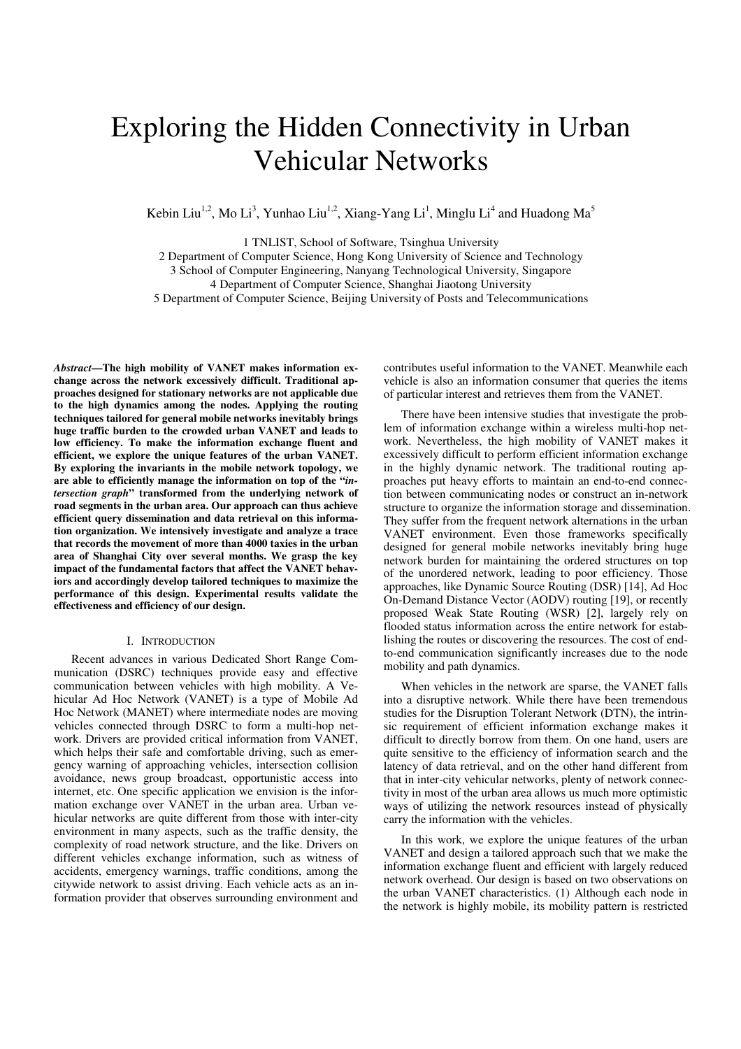# Exploring the Hidden Connectivity in Urban Vehicular Networks

Kebin Liu[1,2], Mo Li[3], Yunhao Liu[1,2], Xiang-Yang Li[1], Minglu Li[4] and Huadong Ma[5]

1 TNLIST, School of Software, Tsinghua University
2 Department of Computer Science, Hong Kong University of Science and Technology
3 School of Computer Engineering, Nanyang Technological University, Singapore
4 Department of Computer Science, Shanghai Jiaotong University
5 Department of Computer Science, Beijing University of Posts and Telecommunications

***Abstract*—The high mobility of VANET makes information exchange across the network excessively difficult. Traditional approaches designed for stationary networks are not applicable due to the high dynamics among the nodes. Applying the routing techniques tailored for general mobile networks inevitably brings huge traffic burden to the crowded urban VANET and leads to low efficiency. To make the information exchange fluent and efficient, we explore the unique features of the urban VANET. By exploring the invariants in the mobile network topology, we are able to efficiently manage the information on top of the "*intersection graph*" transformed from the underlying network of road segments in the urban area. Our approach can thus achieve efficient query dissemination and data retrieval on this information organization. We intensively investigate and analyze a trace that records the movement of more than 4000 taxies in the urban area of Shanghai City over several months. We grasp the key impact of the fundamental factors that affect the VANET behaviors and accordingly develop tailored techniques to maximize the performance of this design. Experimental results validate the effectiveness and efficiency of our design.**

## I. Introduction

Recent advances in various Dedicated Short Range Communication (DSRC) techniques provide easy and effective communication between vehicles with high mobility. A Vehicular Ad Hoc Network (VANET) is a type of Mobile Ad Hoc Network (MANET) where intermediate nodes are moving vehicles connected through DSRC to form a multi-hop network. Drivers are provided critical information from VANET, which helps their safe and comfortable driving, such as emergency warning of approaching vehicles, intersection collision avoidance, news group broadcast, opportunistic access into internet, etc. One specific application we envision is the information exchange over VANET in the urban area. Urban vehicular networks are quite different from those with inter-city environment in many aspects, such as the traffic density, the complexity of road network structure, and the like. Drivers on different vehicles exchange information, such as witness of accidents, emergency warnings, traffic conditions, among the citywide network to assist driving. Each vehicle acts as an information provider that observes surrounding environment and contributes useful information to the VANET. Meanwhile each vehicle is also an information consumer that queries the items of particular interest and retrieves them from the VANET.

There have been intensive studies that investigate the problem of information exchange within a wireless multi-hop network. Nevertheless, the high mobility of VANET makes it excessively difficult to perform efficient information exchange in the highly dynamic network. The traditional routing approaches put heavy efforts to maintain an end-to-end connection between communicating nodes or construct an in-network structure to organize the information storage and dissemination. They suffer from the frequent network alternations in the urban VANET environment. Even those frameworks specifically designed for general mobile networks inevitably bring huge network burden for maintaining the ordered structures on top of the unordered network, leading to poor efficiency. Those approaches, like Dynamic Source Routing (DSR) [14], Ad Hoc On-Demand Distance Vector (AODV) routing [19], or recently proposed Weak State Routing (WSR) [2], largely rely on flooded status information across the entire network for establishing the routes or discovering the resources. The cost of end-to-end communication significantly increases due to the node mobility and path dynamics.

When vehicles in the network are sparse, the VANET falls into a disruptive network. While there have been tremendous studies for the Disruption Tolerant Network (DTN), the intrinsic requirement of efficient information exchange makes it difficult to directly borrow from them. On one hand, users are quite sensitive to the efficiency of information search and the latency of data retrieval, and on the other hand different from that in inter-city vehicular networks, plenty of network connectivity in most of the urban area allows us much more optimistic ways of utilizing the network resources instead of physically carry the information with the vehicles.

In this work, we explore the unique features of the urban VANET and design a tailored approach such that we make the information exchange fluent and efficient with largely reduced network overhead. Our design is based on two observations on the urban VANET characteristics. (1) Although each node in the network is highly mobile, its mobility pattern is restricted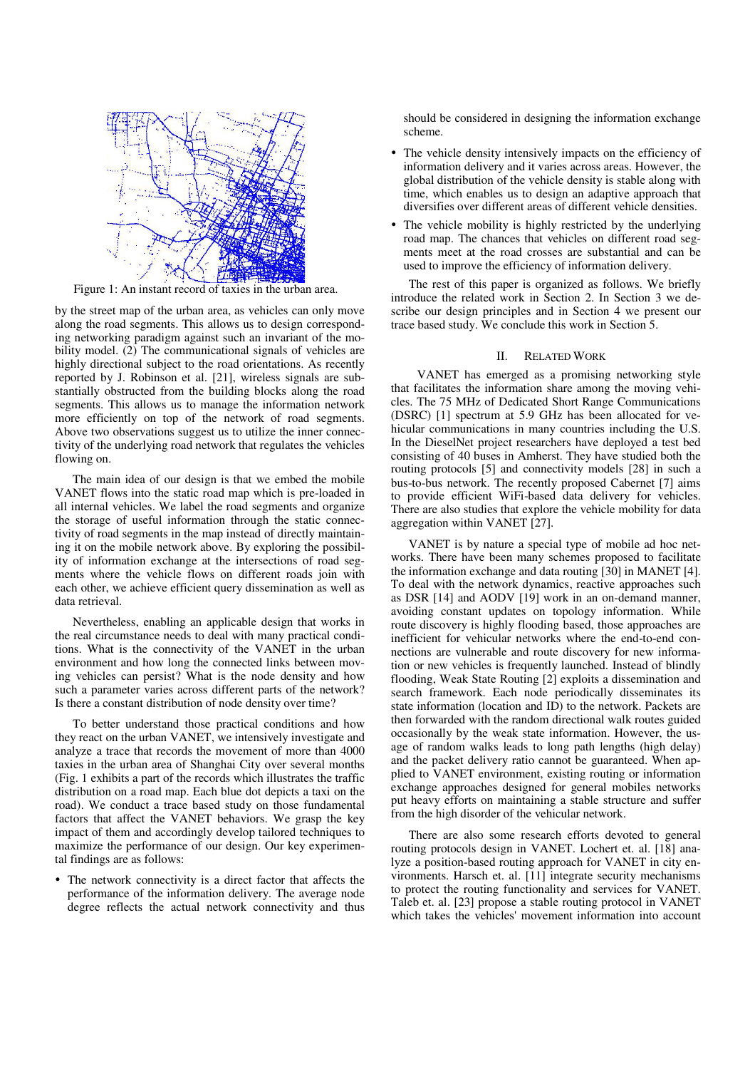Figure 1: An instant record of taxies in the urban area.

by the street map of the urban area, as vehicles can only move along the road segments. This allows us to design corresponding networking paradigm against such an invariant of the mobility model. (2) The communicational signals of vehicles are highly directional subject to the road orientations. As recently reported by J. Robinson et al. [21], wireless signals are substantially obstructed from the building blocks along the road segments. This allows us to manage the information network more efficiently on top of the network of road segments. Above two observations suggest us to utilize the inner connectivity of the underlying road network that regulates the vehicles flowing on.

The main idea of our design is that we embed the mobile VANET flows into the static road map which is pre-loaded in all internal vehicles. We label the road segments and organize the storage of useful information through the static connectivity of road segments in the map instead of directly maintaining it on the mobile network above. By exploring the possibility of information exchange at the intersections of road segments where the vehicle flows on different roads join with each other, we achieve efficient query dissemination as well as data retrieval.

Nevertheless, enabling an applicable design that works in the real circumstance needs to deal with many practical conditions. What is the connectivity of the VANET in the urban environment and how long the connected links between moving vehicles can persist? What is the node density and how such a parameter varies across different parts of the network? Is there a constant distribution of node density over time?

To better understand those practical conditions and how they react on the urban VANET, we intensively investigate and analyze a trace that records the movement of more than 4000 taxies in the urban area of Shanghai City over several months (Fig. 1 exhibits a part of the records which illustrates the traffic distribution on a road map. Each blue dot depicts a taxi on the road). We conduct a trace based study on those fundamental factors that affect the VANET behaviors. We grasp the key impact of them and accordingly develop tailored techniques to maximize the performance of our design. Our key experimental findings are as follows:

- The network connectivity is a direct factor that affects the performance of the information delivery. The average node degree reflects the actual network connectivity and thus should be considered in designing the information exchange scheme.
- The vehicle density intensively impacts on the efficiency of information delivery and it varies across areas. However, the global distribution of the vehicle density is stable along with time, which enables us to design an adaptive approach that diversifies over different areas of different vehicle densities.
- The vehicle mobility is highly restricted by the underlying road map. The chances that vehicles on different road segments meet at the road crosses are substantial and can be used to improve the efficiency of information delivery.

The rest of this paper is organized as follows. We briefly introduce the related work in Section 2. In Section 3 we describe our design principles and in Section 4 we present our trace based study. We conclude this work in Section 5.

## II. Related Work

VANET has emerged as a promising networking style that facilitates the information share among the moving vehicles. The 75 MHz of Dedicated Short Range Communications (DSRC) [1] spectrum at 5.9 GHz has been allocated for vehicular communications in many countries including the U.S. In the DieselNet project researchers have deployed a test bed consisting of 40 buses in Amherst. They have studied both the routing protocols [5] and connectivity models [28] in such a bus-to-bus network. The recently proposed Cabernet [7] aims to provide efficient WiFi-based data delivery for vehicles. There are also studies that explore the vehicle mobility for data aggregation within VANET [27].

VANET is by nature a special type of mobile ad hoc networks. There have been many schemes proposed to facilitate the information exchange and data routing [30] in MANET [4]. To deal with the network dynamics, reactive approaches such as DSR [14] and AODV [19] work in an on-demand manner, avoiding constant updates on topology information. While route discovery is highly flooding based, those approaches are inefficient for vehicular networks where the end-to-end connections are vulnerable and route discovery for new information or new vehicles is frequently launched. Instead of blindly flooding, Weak State Routing [2] exploits a dissemination and search framework. Each node periodically disseminates its state information (location and ID) to the network. Packets are then forwarded with the random directional walk routes guided occasionally by the weak state information. However, the usage of random walks leads to long path lengths (high delay) and the packet delivery ratio cannot be guaranteed. When applied to VANET environment, existing routing or information exchange approaches designed for general mobiles networks put heavy efforts on maintaining a stable structure and suffer from the high disorder of the vehicular network.

There are also some research efforts devoted to general routing protocols design in VANET. Lochert et. al. [18] analyze a position-based routing approach for VANET in city environments. Harsch et. al. [11] integrate security mechanisms to protect the routing functionality and services for VANET. Taleb et. al. [23] propose a stable routing protocol in VANET which takes the vehicles' movement information into account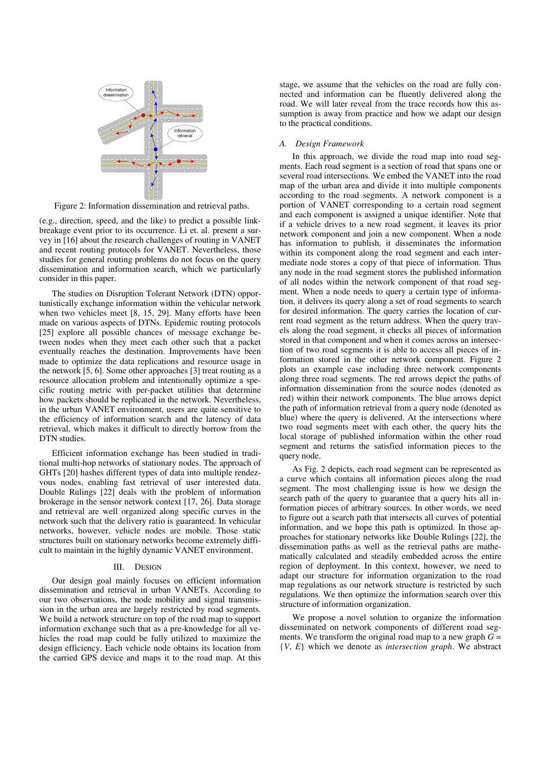Information dissemination

Information retrieval

Figure 2: Information dissemination and retrieval paths.

(e.g., direction, speed, and the like) to predict a possible link-breakage event prior to its occurrence. Li et. al. present a survey in [16] about the research challenges of routing in VANET and recent routing protocols for VANET. Nevertheless, those studies for general routing problems do not focus on the query dissemination and information search, which we particularly consider in this paper.

The studies on Disruption Tolerant Network (DTN) opportunistically exchange information within the vehicular network when two vehicles meet [8, 15, 29]. Many efforts have been made on various aspects of DTNs. Epidemic routing protocols [25] explore all possible chances of message exchange between nodes when they meet each other such that a packet eventually reaches the destination. Improvements have been made to optimize the data replications and resource usage in the network [5, 6]. Some other approaches [3] treat routing as a resource allocation problem and intentionally optimize a specific routing metric with per-packet utilities that determine how packets should be replicated in the network. Nevertheless, in the urban VANET environment, users are quite sensitive to the efficiency of information search and the latency of data retrieval, which makes it difficult to directly borrow from the DTN studies.

Efficient information exchange has been studied in traditional multi-hop networks of stationary nodes. The approach of GHTs [20] hashes different types of data into multiple rendezvous nodes, enabling fast retrieval of user interested data. Double Rulings [22] deals with the problem of information brokerage in the sensor network context [17, 26]. Data storage and retrieval are well organized along specific curves in the network such that the delivery ratio is guaranteed. In vehicular networks, however, vehicle nodes are mobile. Those static structures built on stationary networks become extremely difficult to maintain in the highly dynamic VANET environment.

## III. DESIGN

Our design goal mainly focuses on efficient information dissemination and retrieval in urban VANETs. According to our two observations, the node mobility and signal transmission in the urban area are largely restricted by road segments. We build a network structure on top of the road map to support information exchange such that as a pre-knowledge for all vehicles the road map could be fully utilized to maximize the design efficiency. Each vehicle node obtains its location from the carried GPS device and maps it to the road map. At this stage, we assume that the vehicles on the road are fully connected and information can be fluently delivered along the road. We will later reveal from the trace records how this assumption is away from practice and how we adapt our design to the practical conditions.

### A. Design Framework

In this approach, we divide the road map into road segments. Each road segment is a section of road that spans one or several road intersections. We embed the VANET into the road map of the urban area and divide it into multiple components according to the road segments. A network component is a portion of VANET corresponding to a certain road segment and each component is assigned a unique identifier. Note that if a vehicle drives to a new road segment, it leaves its prior network component and join a new component. When a node has information to publish, it disseminates the information within its component along the road segment and each intermediate node stores a copy of that piece of information. Thus any node in the road segment stores the published information of all nodes within the network component of that road segment. When a node needs to query a certain type of information, it delivers its query along a set of road segments to search for desired information. The query carries the location of current road segment as the return address. When the query travels along the road segment, it checks all pieces of information stored in that component and when it comes across an intersection of two road segments it is able to access all pieces of information stored in the other network component. Figure 2 plots an example case including three network components along three road segments. The red arrows depict the paths of information dissemination from the source nodes (denoted as red) within their network components. The blue arrows depict the path of information retrieval from a query node (denoted as blue) where the query is delivered. At the intersections where two road segments meet with each other, the query hits the local storage of published information within the other road segment and returns the satisfied information pieces to the query node.

As Fig. 2 depicts, each road segment can be represented as a curve which contains all information pieces along the road segment. The most challenging issue is how we design the search path of the query to guarantee that a query hits all information pieces of arbitrary sources. In other words, we need to figure out a search path that intersects all curves of potential information, and we hope this path is optimized. In those approaches for stationary networks like Double Rulings [22], the dissemination paths as well as the retrieval paths are mathematically calculated and steadily embedded across the entire region of deployment. In this context, however, we need to adapt our structure for information organization to the road map regulations as our network structure is restricted by such regulations. We then optimize the information search over this structure of information organization.

We propose a novel solution to organize the information disseminated on network components of different road segments. We transform the original road map to a new graph $G = \{V, E\}$ which we denote as *intersection graph*. We abstract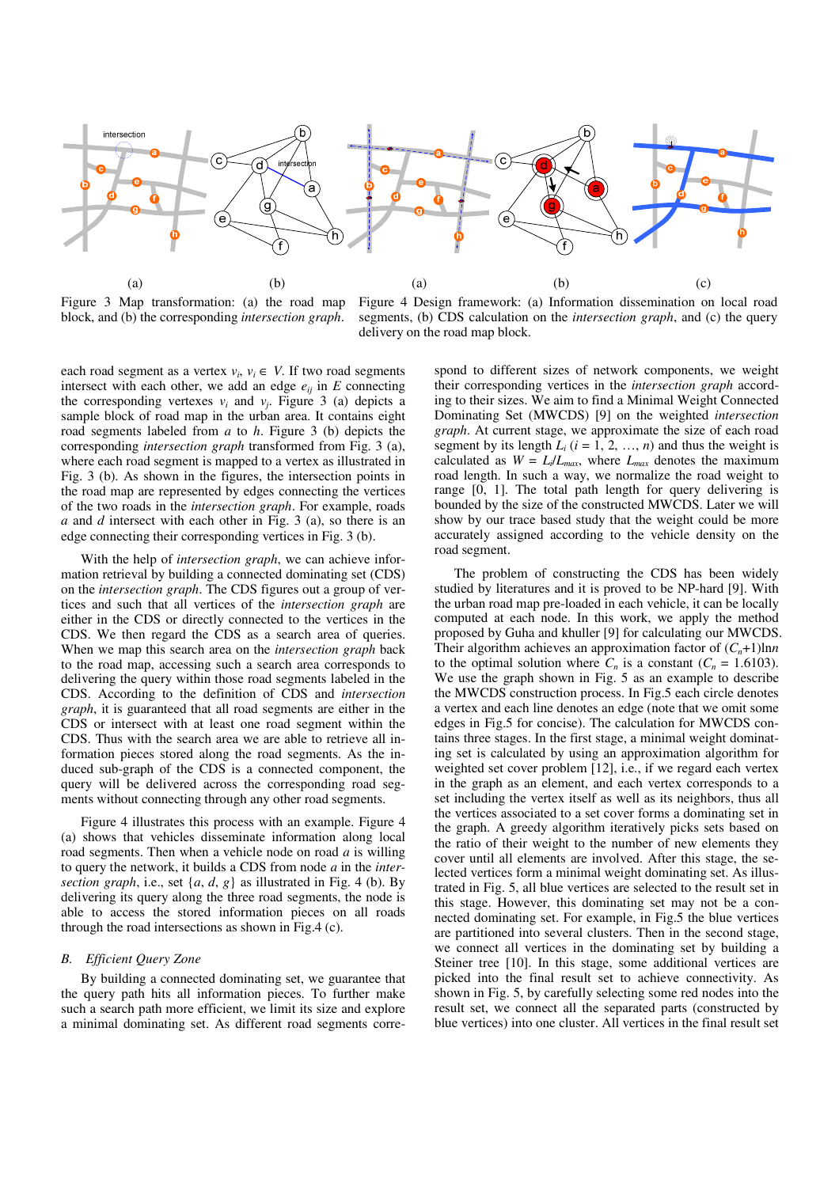Figure 3 Map transformation: (a) the road map block, and (b) the corresponding *intersection graph*.

Figure 4 Design framework: (a) Information dissemination on local road segments, (b) CDS calculation on the *intersection graph*, and (c) the query delivery on the road map block.

each road segment as a vertex $v_i$, $v_i \in V$. If two road segments intersect with each other, we add an edge $e_{ij}$ in $E$ connecting the corresponding vertexes $v_i$ and $v_j$. Figure 3 (a) depicts a sample block of road map in the urban area. It contains eight road segments labeled from *a* to *h*. Figure 3 (b) depicts the corresponding *intersection graph* transformed from Fig. 3 (a), where each road segment is mapped to a vertex as illustrated in Fig. 3 (b). As shown in the figures, the intersection points in the road map are represented by edges connecting the vertices of the two roads in the *intersection graph*. For example, roads *a* and *d* intersect with each other in Fig. 3 (a), so there is an edge connecting their corresponding vertices in Fig. 3 (b).

With the help of *intersection graph*, we can achieve information retrieval by building a connected dominating set (CDS) on the *intersection graph*. The CDS figures out a group of vertices and such that all vertices of the *intersection graph* are either in the CDS or directly connected to the vertices in the CDS. We then regard the CDS as a search area of queries. When we map this search area on the *intersection graph* back to the road map, accessing such a search area corresponds to delivering the query within those road segments labeled in the CDS. According to the definition of CDS and *intersection graph*, it is guaranteed that all road segments are either in the CDS or intersect with at least one road segment within the CDS. Thus with the search area we are able to retrieve all information pieces stored along the road segments. As the induced sub-graph of the CDS is a connected component, the query will be delivered across the corresponding road segments without connecting through any other road segments.

Figure 4 illustrates this process with an example. Figure 4 (a) shows that vehicles disseminate information along local road segments. Then when a vehicle node on road *a* is willing to query the network, it builds a CDS from node *a* in the *intersection graph*, i.e., set {*a*, *d*, *g*} as illustrated in Fig. 4 (b). By delivering its query along the three road segments, the node is able to access the stored information pieces on all roads through the road intersections as shown in Fig.4 (c).

### *B. Efficient Query Zone*

By building a connected dominating set, we guarantee that the query path hits all information pieces. To further make such a search path more efficient, we limit its size and explore a minimal dominating set. As different road segments correspond to different sizes of network components, we weight their corresponding vertices in the *intersection graph* according to their sizes. We aim to find a Minimal Weight Connected Dominating Set (MWCDS) [9] on the weighted *intersection graph*. At current stage, we approximate the size of each road segment by its length $L_i$ ($i$ = 1, 2, …, $n$) and thus the weight is calculated as $W = L_i/L_{max}$, where $L_{max}$ denotes the maximum road length. In such a way, we normalize the road weight to range [0, 1]. The total path length for query delivering is bounded by the size of the constructed MWCDS. Later we will show by our trace based study that the weight could be more accurately assigned according to the vehicle density on the road segment.

The problem of constructing the CDS has been widely studied by literatures and it is proved to be NP-hard [9]. With the urban road map pre-loaded in each vehicle, it can be locally computed at each node. In this work, we apply the method proposed by Guha and khuller [9] for calculating our MWCDS. Their algorithm achieves an approximation factor of $(C_n+1)\ln n$ to the optimal solution where $C_n$ is a constant ($C_n$ = 1.6103). We use the graph shown in Fig. 5 as an example to describe the MWCDS construction process. In Fig.5 each circle denotes a vertex and each line denotes an edge (note that we omit some edges in Fig.5 for concise). The calculation for MWCDS contains three stages. In the first stage, a minimal weight dominating set is calculated by using an approximation algorithm for weighted set cover problem [12], i.e., if we regard each vertex in the graph as an element, and each vertex corresponds to a set including the vertex itself as well as its neighbors, thus all the vertices associated to a set cover forms a dominating set in the graph. A greedy algorithm iteratively picks sets based on the ratio of their weight to the number of new elements they cover until all elements are involved. After this stage, the selected vertices form a minimal weight dominating set. As illustrated in Fig. 5, all blue vertices are selected to the result set in this stage. However, this dominating set may not be a connected dominating set. For example, in Fig.5 the blue vertices are partitioned into several clusters. Then in the second stage, we connect all vertices in the dominating set by building a Steiner tree [10]. In this stage, some additional vertices are picked into the final result set to achieve connectivity. As shown in Fig. 5, by carefully selecting some red nodes into the result set, we connect all the separated parts (constructed by blue vertices) into one cluster. All vertices in the final result set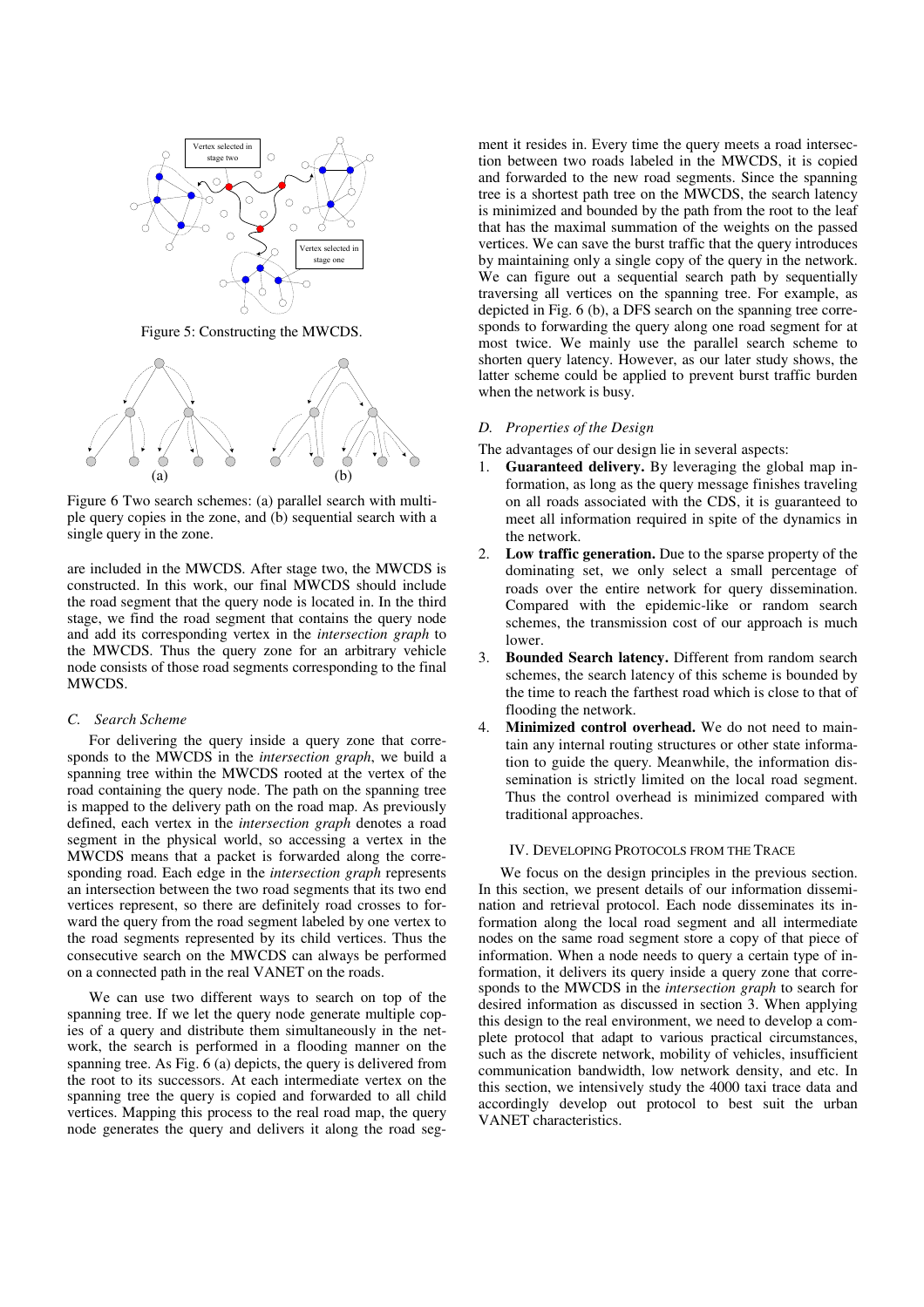Vertex selected in stage two

Vertex selected in stage one

Figure 5: Constructing the MWCDS.

(a)

(b)

Figure 6 Two search schemes: (a) parallel search with multiple query copies in the zone, and (b) sequential search with a single query in the zone.

are included in the MWCDS. After stage two, the MWCDS is constructed. In this work, our final MWCDS should include the road segment that the query node is located in. In the third stage, we find the road segment that contains the query node and add its corresponding vertex in the *intersection graph* to the MWCDS. Thus the query zone for an arbitrary vehicle node consists of those road segments corresponding to the final MWCDS.

### C. Search Scheme

For delivering the query inside a query zone that corresponds to the MWCDS in the *intersection graph*, we build a spanning tree within the MWCDS rooted at the vertex of the road containing the query node. The path on the spanning tree is mapped to the delivery path on the road map. As previously defined, each vertex in the *intersection graph* denotes a road segment in the physical world, so accessing a vertex in the MWCDS means that a packet is forwarded along the corresponding road. Each edge in the *intersection graph* represents an intersection between the two road segments that its two end vertices represent, so there are definitely road crosses to forward the query from the road segment labeled by one vertex to the road segments represented by its child vertices. Thus the consecutive search on the MWCDS can always be performed on a connected path in the real VANET on the roads.

We can use two different ways to search on top of the spanning tree. If we let the query node generate multiple copies of a query and distribute them simultaneously in the network, the search is performed in a flooding manner on the spanning tree. As Fig. 6 (a) depicts, the query is delivered from the root to its successors. At each intermediate vertex on the spanning tree the query is copied and forwarded to all child vertices. Mapping this process to the real road map, the query node generates the query and delivers it along the road segment it resides in. Every time the query meets a road intersection between two roads labeled in the MWCDS, it is copied and forwarded to the new road segments. Since the spanning tree is a shortest path tree on the MWCDS, the search latency is minimized and bounded by the path from the root to the leaf that has the maximal summation of the weights on the passed vertices. We can save the burst traffic that the query introduces by maintaining only a single copy of the query in the network. We can figure out a sequential search path by sequentially traversing all vertices on the spanning tree. For example, as depicted in Fig. 6 (b), a DFS search on the spanning tree corresponds to forwarding the query along one road segment for at most twice. We mainly use the parallel search scheme to shorten query latency. However, as our later study shows, the latter scheme could be applied to prevent burst traffic burden when the network is busy.

### D. Properties of the Design

The advantages of our design lie in several aspects:

1. **Guaranteed delivery.** By leveraging the global map information, as long as the query message finishes traveling on all roads associated with the CDS, it is guaranteed to meet all information required in spite of the dynamics in the network.
2. **Low traffic generation.** Due to the sparse property of the dominating set, we only select a small percentage of roads over the entire network for query dissemination. Compared with the epidemic-like or random search schemes, the transmission cost of our approach is much lower.
3. **Bounded Search latency.** Different from random search schemes, the search latency of this scheme is bounded by the time to reach the farthest road which is close to that of flooding the network.
4. **Minimized control overhead.** We do not need to maintain any internal routing structures or other state information to guide the query. Meanwhile, the information dissemination is strictly limited on the local road segment. Thus the control overhead is minimized compared with traditional approaches.

## IV. Developing Protocols from the Trace

We focus on the design principles in the previous section. In this section, we present details of our information dissemination and retrieval protocol. Each node disseminates its information along the local road segment and all intermediate nodes on the same road segment store a copy of that piece of information. When a node needs to query a certain type of information, it delivers its query inside a query zone that corresponds to the MWCDS in the *intersection graph* to search for desired information as discussed in section 3. When applying this design to the real environment, we need to develop a complete protocol that adapt to various practical circumstances, such as the discrete network, mobility of vehicles, insufficient communication bandwidth, low network density, and etc. In this section, we intensively study the 4000 taxi trace data and accordingly develop out protocol to best suit the urban VANET characteristics.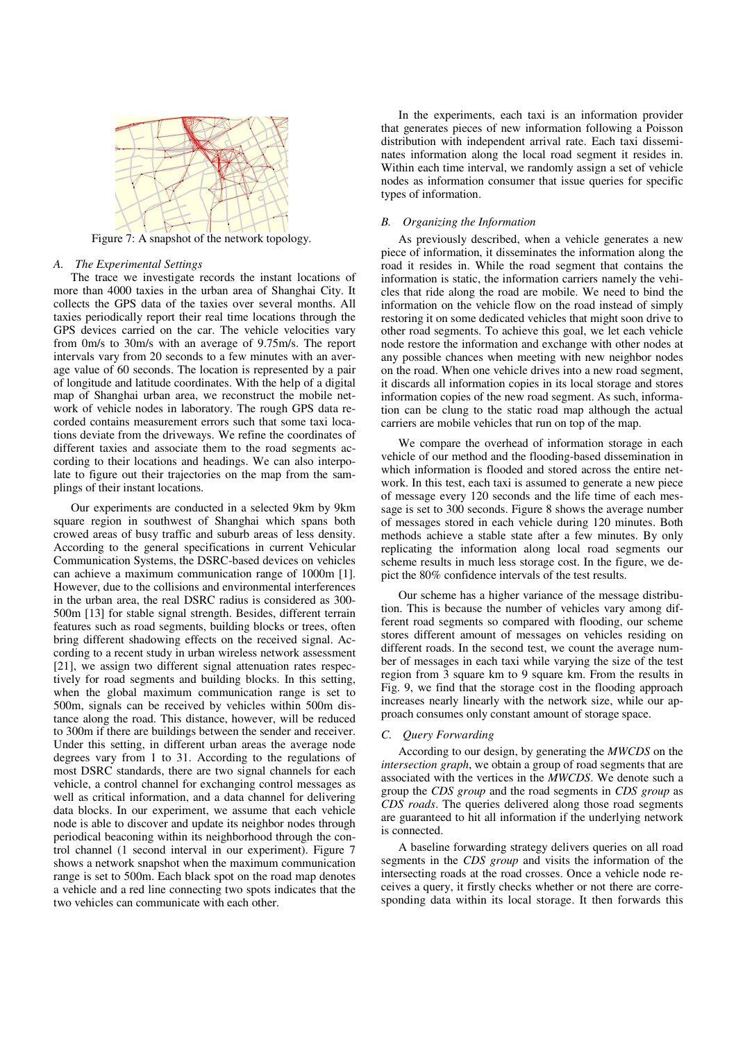Figure 7: A snapshot of the network topology.

### A. The Experimental Settings

The trace we investigate records the instant locations of more than 4000 taxies in the urban area of Shanghai City. It collects the GPS data of the taxies over several months. All taxies periodically report their real time locations through the GPS devices carried on the car. The vehicle velocities vary from 0m/s to 30m/s with an average of 9.75m/s. The report intervals vary from 20 seconds to a few minutes with an average value of 60 seconds. The location is represented by a pair of longitude and latitude coordinates. With the help of a digital map of Shanghai urban area, we reconstruct the mobile network of vehicle nodes in laboratory. The rough GPS data recorded contains measurement errors such that some taxi locations deviate from the driveways. We refine the coordinates of different taxies and associate them to the road segments according to their locations and headings. We can also interpolate to figure out their trajectories on the map from the samplings of their instant locations.

Our experiments are conducted in a selected 9km by 9km square region in southwest of Shanghai which spans both crowed areas of busy traffic and suburb areas of less density. According to the general specifications in current Vehicular Communication Systems, the DSRC-based devices on vehicles can achieve a maximum communication range of 1000m [1]. However, due to the collisions and environmental interferences in the urban area, the real DSRC radius is considered as 300-500m [13] for stable signal strength. Besides, different terrain features such as road segments, building blocks or trees, often bring different shadowing effects on the received signal. According to a recent study in urban wireless network assessment [21], we assign two different signal attenuation rates respectively for road segments and building blocks. In this setting, when the global maximum communication range is set to 500m, signals can be received by vehicles within 500m distance along the road. This distance, however, will be reduced to 300m if there are buildings between the sender and receiver. Under this setting, in different urban areas the average node degrees vary from 1 to 31. According to the regulations of most DSRC standards, there are two signal channels for each vehicle, a control channel for exchanging control messages as well as critical information, and a data channel for delivering data blocks. In our experiment, we assume that each vehicle node is able to discover and update its neighbor nodes through periodical beaconing within its neighborhood through the control channel (1 second interval in our experiment). Figure 7 shows a network snapshot when the maximum communication range is set to 500m. Each black spot on the road map denotes a vehicle and a red line connecting two spots indicates that the two vehicles can communicate with each other.

In the experiments, each taxi is an information provider that generates pieces of new information following a Poisson distribution with independent arrival rate. Each taxi disseminates information along the local road segment it resides in. Within each time interval, we randomly assign a set of vehicle nodes as information consumer that issue queries for specific types of information.

### B. Organizing the Information

As previously described, when a vehicle generates a new piece of information, it disseminates the information along the road it resides in. While the road segment that contains the information is static, the information carriers namely the vehicles that ride along the road are mobile. We need to bind the information on the vehicle flow on the road instead of simply restoring it on some dedicated vehicles that might soon drive to other road segments. To achieve this goal, we let each vehicle node restore the information and exchange with other nodes at any possible chances when meeting with new neighbor nodes on the road. When one vehicle drives into a new road segment, it discards all information copies in its local storage and stores information copies of the new road segment. As such, information can be clung to the static road map although the actual carriers are mobile vehicles that run on top of the map.

We compare the overhead of information storage in each vehicle of our method and the flooding-based dissemination in which information is flooded and stored across the entire network. In this test, each taxi is assumed to generate a new piece of message every 120 seconds and the life time of each message is set to 300 seconds. Figure 8 shows the average number of messages stored in each vehicle during 120 minutes. Both methods achieve a stable state after a few minutes. By only replicating the information along local road segments our scheme results in much less storage cost. In the figure, we depict the 80% confidence intervals of the test results.

Our scheme has a higher variance of the message distribution. This is because the number of vehicles vary among different road segments so compared with flooding, our scheme stores different amount of messages on vehicles residing on different roads. In the second test, we count the average number of messages in each taxi while varying the size of the test region from 3 square km to 9 square km. From the results in Fig. 9, we find that the storage cost in the flooding approach increases nearly linearly with the network size, while our approach consumes only constant amount of storage space.

### C. Query Forwarding

According to our design, by generating the *MWCDS* on the *intersection graph*, we obtain a group of road segments that are associated with the vertices in the *MWCDS*. We denote such a group the *CDS group* and the road segments in *CDS group* as *CDS roads*. The queries delivered along those road segments are guaranteed to hit all information if the underlying network is connected.

A baseline forwarding strategy delivers queries on all road segments in the *CDS group* and visits the information of the intersecting roads at the road crosses. Once a vehicle node receives a query, it firstly checks whether or not there are corresponding data within its local storage. It then forwards this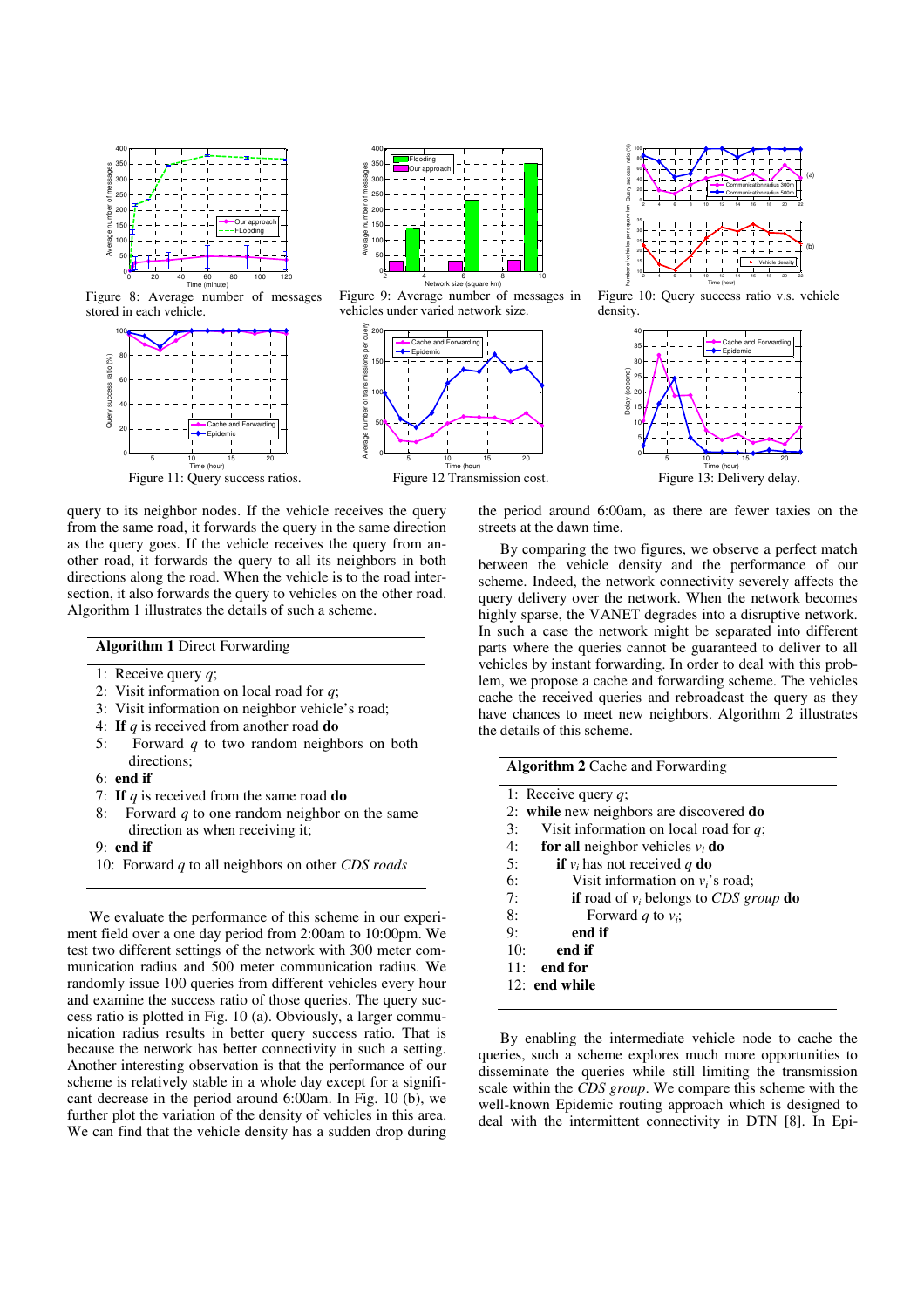Figure 8: Average number of messages stored in each vehicle.

Figure 9: Average number of messages in vehicles under varied network size.

Figure 10: Query success ratio v.s. vehicle density.

Figure 11: Query success ratios.

Figure 12 Transmission cost.

Figure 13: Delivery delay.

query to its neighbor nodes. If the vehicle receives the query from the same road, it forwards the query in the same direction as the query goes. If the vehicle receives the query from another road, it forwards the query to all its neighbors in both directions along the road. When the vehicle is to the road intersection, it also forwards the query to vehicles on the other road. Algorithm 1 illustrates the details of such a scheme.

**Algorithm 1** Direct Forwarding

1: Receive query $q$;
2: Visit information on local road for $q$;
3: Visit information on neighbor vehicle's road;
4: **If** $q$ is received from another road **do**
5: Forward $q$ to two random neighbors on both directions;
6: **end if**
7: **If** $q$ is received from the same road **do**
8: Forward $q$ to one random neighbor on the same direction as when receiving it;
9: **end if**
10: Forward $q$ to all neighbors on other *CDS roads*

We evaluate the performance of this scheme in our experiment field over a one day period from 2:00am to 10:00pm. We test two different settings of the network with 300 meter communication radius and 500 meter communication radius. We randomly issue 100 queries from different vehicles every hour and examine the success ratio of those queries. The query success ratio is plotted in Fig. 10 (a). Obviously, a larger communication radius results in better query success ratio. That is because the network has better connectivity in such a setting. Another interesting observation is that the performance of our scheme is relatively stable in a whole day except for a significant decrease in the period around 6:00am. In Fig. 10 (b), we further plot the variation of the density of vehicles in this area. We can find that the vehicle density has a sudden drop during the period around 6:00am, as there are fewer taxies on the streets at the dawn time.

By comparing the two figures, we observe a perfect match between the vehicle density and the performance of our scheme. Indeed, the network connectivity severely affects the query delivery over the network. When the network becomes highly sparse, the VANET degrades into a disruptive network. In such a case the network might be separated into different parts where the queries cannot be guaranteed to deliver to all vehicles by instant forwarding. In order to deal with this problem, we propose a cache and forwarding scheme. The vehicles cache the received queries and rebroadcast the query as they have chances to meet new neighbors. Algorithm 2 illustrates the details of this scheme.

**Algorithm 2** Cache and Forwarding

1: Receive query $q$;
2: **while** new neighbors are discovered **do**
3: Visit information on local road for $q$;
4: **for all** neighbor vehicles $v_i$ **do**
5: **if** $v_i$ has not received $q$ **do**
6: Visit information on $v_i$'s road;
7: **if** road of $v_i$ belongs to *CDS group* **do**
8: Forward $q$ to $v_i$;
9: **end if**
10: **end if**
11: **end for**
12: **end while**

By enabling the intermediate vehicle node to cache the queries, such a scheme explores much more opportunities to disseminate the queries while still limiting the transmission scale within the *CDS group*. We compare this scheme with the well-known Epidemic routing approach which is designed to deal with the intermittent connectivity in DTN [8]. In Epi-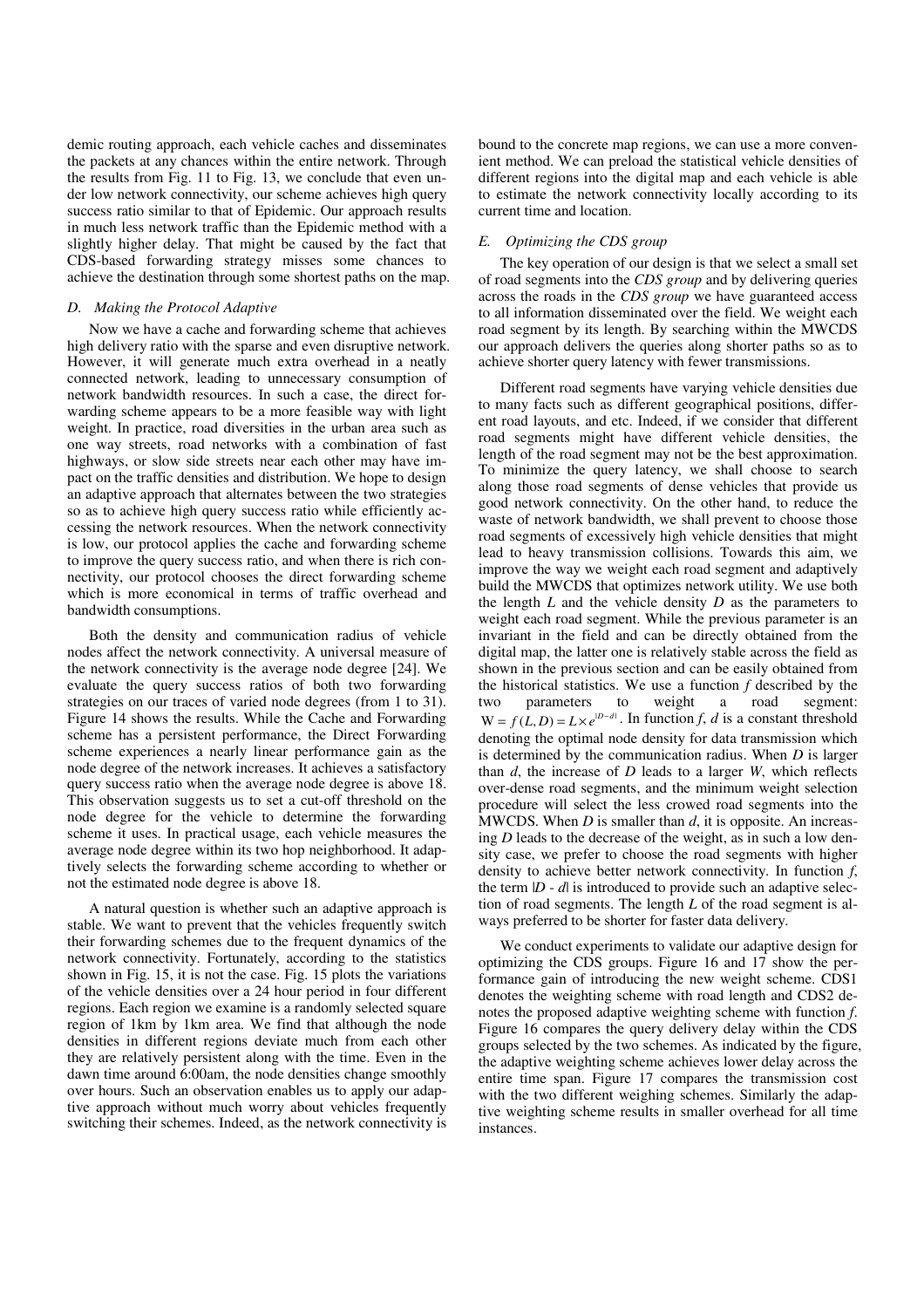demic routing approach, each vehicle caches and disseminates the packets at any chances within the entire network. Through the results from Fig. 11 to Fig. 13, we conclude that even under low network connectivity, our scheme achieves high query success ratio similar to that of Epidemic. Our approach results in much less network traffic than the Epidemic method with a slightly higher delay. That might be caused by the fact that CDS-based forwarding strategy misses some chances to achieve the destination through some shortest paths on the map.

### *D. Making the Protocol Adaptive*

Now we have a cache and forwarding scheme that achieves high delivery ratio with the sparse and even disruptive network. However, it will generate much extra overhead in a neatly connected network, leading to unnecessary consumption of network bandwidth resources. In such a case, the direct forwarding scheme appears to be a more feasible way with light weight. In practice, road diversities in the urban area such as one way streets, road networks with a combination of fast highways, or slow side streets near each other may have impact on the traffic densities and distribution. We hope to design an adaptive approach that alternates between the two strategies so as to achieve high query success ratio while efficiently accessing the network resources. When the network connectivity is low, our protocol applies the cache and forwarding scheme to improve the query success ratio, and when there is rich connectivity, our protocol chooses the direct forwarding scheme which is more economical in terms of traffic overhead and bandwidth consumptions.

Both the density and communication radius of vehicle nodes affect the network connectivity. A universal measure of the network connectivity is the average node degree [24]. We evaluate the query success ratios of both two forwarding strategies on our traces of varied node degrees (from 1 to 31). Figure 14 shows the results. While the Cache and Forwarding scheme has a persistent performance, the Direct Forwarding scheme experiences a nearly linear performance gain as the node degree of the network increases. It achieves a satisfactory query success ratio when the average node degree is above 18. This observation suggests us to set a cut-off threshold on the node degree for the vehicle to determine the forwarding scheme it uses. In practical usage, each vehicle measures the average node degree within its two hop neighborhood. It adaptively selects the forwarding scheme according to whether or not the estimated node degree is above 18.

A natural question is whether such an adaptive approach is stable. We want to prevent that the vehicles frequently switch their forwarding schemes due to the frequent dynamics of the network connectivity. Fortunately, according to the statistics shown in Fig. 15, it is not the case. Fig. 15 plots the variations of the vehicle densities over a 24 hour period in four different regions. Each region we examine is a randomly selected square region of 1km by 1km area. We find that although the node densities in different regions deviate much from each other they are relatively persistent along with the time. Even in the dawn time around 6:00am, the node densities change smoothly over hours. Such an observation enables us to apply our adaptive approach without much worry about vehicles frequently switching their schemes. Indeed, as the network connectivity is bound to the concrete map regions, we can use a more convenient method. We can preload the statistical vehicle densities of different regions into the digital map and each vehicle is able to estimate the network connectivity locally according to its current time and location.

### *E. Optimizing the CDS group*

The key operation of our design is that we select a small set of road segments into the *CDS group* and by delivering queries across the roads in the *CDS group* we have guaranteed access to all information disseminated over the field. We weight each road segment by its length. By searching within the MWCDS our approach delivers the queries along shorter paths so as to achieve shorter query latency with fewer transmissions.

Different road segments have varying vehicle densities due to many facts such as different geographical positions, different road layouts, and etc. Indeed, if we consider that different road segments might have different vehicle densities, the length of the road segment may not be the best approximation. To minimize the query latency, we shall choose to search along those road segments of dense vehicles that provide us good network connectivity. On the other hand, to reduce the waste of network bandwidth, we shall prevent to choose those road segments of excessively high vehicle densities that might lead to heavy transmission collisions. Towards this aim, we improve the way we weight each road segment and adaptively build the MWCDS that optimizes network utility. We use both the length $L$ and the vehicle density $D$ as the parameters to weight each road segment. While the previous parameter is an invariant in the field and can be directly obtained from the digital map, the latter one is relatively stable across the field as shown in the previous section and can be easily obtained from the historical statistics. We use a function $f$ described by the two parameters to weight a road segment: $W = f(L,D) = L \times e^{|D-d|}$. In function $f$, $d$ is a constant threshold denoting the optimal node density for data transmission which is determined by the communication radius. When $D$ is larger than $d$, the increase of $D$ leads to a larger $W$, which reflects over-dense road segments, and the minimum weight selection procedure will select the less crowed road segments into the MWCDS. When $D$ is smaller than $d$, it is opposite. An increasing $D$ leads to the decrease of the weight, as in such a low density case, we prefer to choose the road segments with higher density to achieve better network connectivity. In function $f$, the term $|D - d|$ is introduced to provide such an adaptive selection of road segments. The length $L$ of the road segment is always preferred to be shorter for faster data delivery.

We conduct experiments to validate our adaptive design for optimizing the CDS groups. Figure 16 and 17 show the performance gain of introducing the new weight scheme. CDS1 denotes the weighting scheme with road length and CDS2 denotes the proposed adaptive weighting scheme with function $f$. Figure 16 compares the query delivery delay within the CDS groups selected by the two schemes. As indicated by the figure, the adaptive weighting scheme achieves lower delay across the entire time span. Figure 17 compares the transmission cost with the two different weighing schemes. Similarly the adaptive weighting scheme results in smaller overhead for all time instances.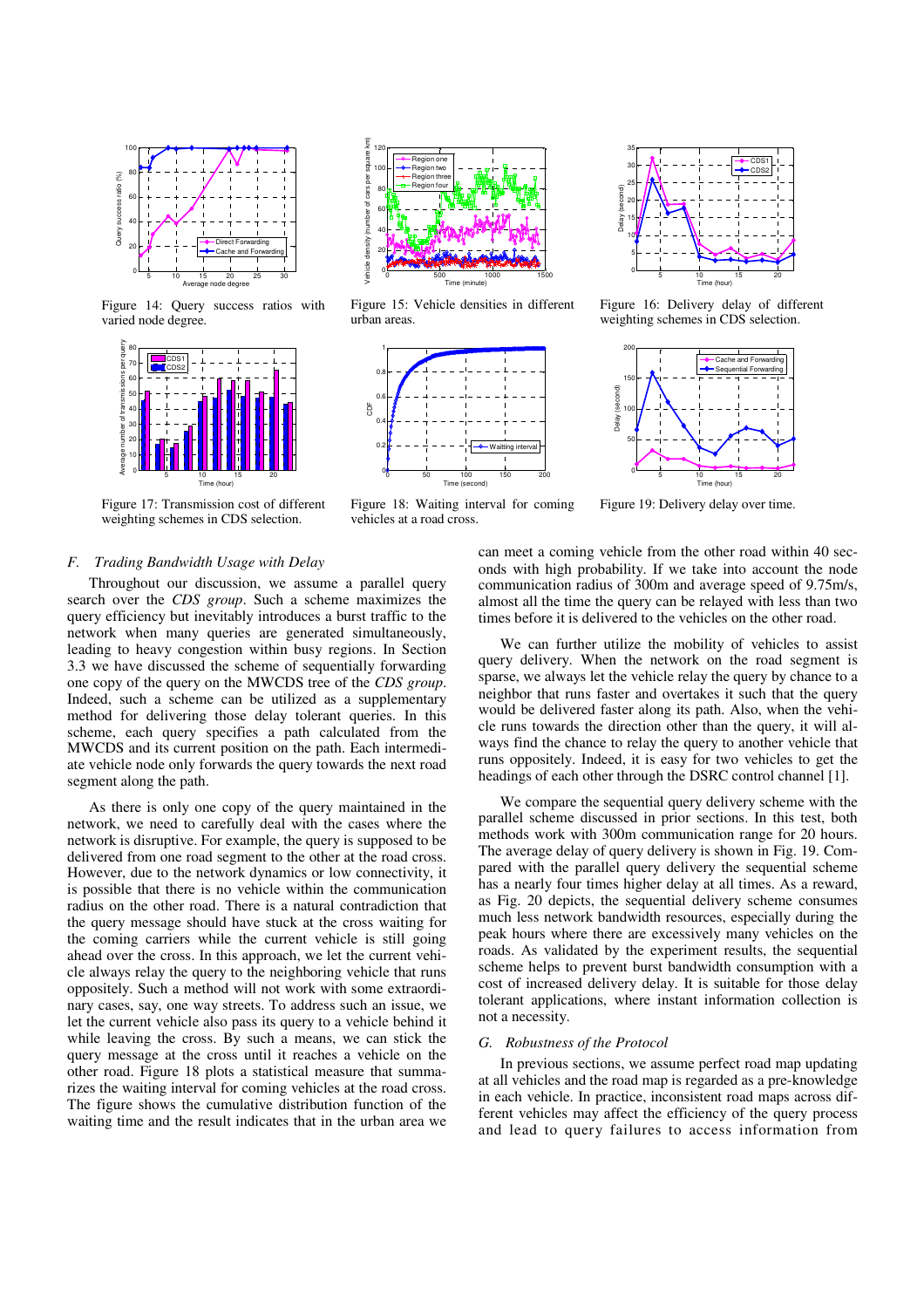100
80
60
40
20
0
Query success ratio (%)
5 10 15 20 25 30
Average node degree
Direct Forwarding
Cache and Forwarding

Figure 14: Query success ratios with varied node degree.

120
100
80
60
40
20
0
Vehicle density (number of cars per square km)
0 500 1000 1500
Time (minute)
Region one
Region two
Region three
Region four

Figure 15: Vehicle densities in different urban areas.

35
30
25
20
15
10
5
0
Delay (second)
5 10 15 20
Time (hour)
CDS1
CDS2

Figure 16: Delivery delay of different weighting schemes in CDS selection.

80
70
60
50
40
30
20
10
0
Average number of transmissions per query
5 10 15 20
Time (hour)
CDS1
CDS2

Figure 17: Transmission cost of different weighting schemes in CDS selection.

1
0.8
0.6
0.4
0.2
0
CDF
0 50 100 150 200
Time (second)
Waiting interval

Figure 18: Waiting interval for coming vehicles at a road cross.

200
150
100
50
0
Delay (second)
5 10 15 20
Time (hour)
Cache and Forwarding
Sequential Forwarding

Figure 19: Delivery delay over time.

### *F. Trading Bandwidth Usage with Delay*

Throughout our discussion, we assume a parallel query search over the *CDS group*. Such a scheme maximizes the query efficiency but inevitably introduces a burst traffic to the network when many queries are generated simultaneously, leading to heavy congestion within busy regions. In Section 3.3 we have discussed the scheme of sequentially forwarding one copy of the query on the MWCDS tree of the *CDS group*. Indeed, such a scheme can be utilized as a supplementary method for delivering those delay tolerant queries. In this scheme, each query specifies a path calculated from the MWCDS and its current position on the path. Each intermediate vehicle node only forwards the query towards the next road segment along the path.

As there is only one copy of the query maintained in the network, we need to carefully deal with the cases where the network is disruptive. For example, the query is supposed to be delivered from one road segment to the other at the road cross. However, due to the network dynamics or low connectivity, it is possible that there is no vehicle within the communication radius on the other road. There is a natural contradiction that the query message should have stuck at the cross waiting for the coming carriers while the current vehicle is still going ahead over the cross. In this approach, we let the current vehicle always relay the query to the neighboring vehicle that runs oppositely. Such a method will not work with some extraordinary cases, say, one way streets. To address such an issue, we let the current vehicle also pass its query to a vehicle behind it while leaving the cross. By such a means, we can stick the query message at the cross until it reaches a vehicle on the other road. Figure 18 plots a statistical measure that summarizes the waiting interval for coming vehicles at the road cross. The figure shows the cumulative distribution function of the waiting time and the result indicates that in the urban area we can meet a coming vehicle from the other road within 40 seconds with high probability. If we take into account the node communication radius of 300m and average speed of 9.75m/s, almost all the time the query can be relayed with less than two times before it is delivered to the vehicles on the other road.

We can further utilize the mobility of vehicles to assist query delivery. When the network on the road segment is sparse, we always let the vehicle relay the query by chance to a neighbor that runs faster and overtakes it such that the query would be delivered faster along its path. Also, when the vehicle runs towards the direction other than the query, it will always find the chance to relay the query to another vehicle that runs oppositely. Indeed, it is easy for two vehicles to get the headings of each other through the DSRC control channel [1].

We compare the sequential query delivery scheme with the parallel scheme discussed in prior sections. In this test, both methods work with 300m communication range for 20 hours. The average delay of query delivery is shown in Fig. 19. Compared with the parallel query delivery the sequential scheme has a nearly four times higher delay at all times. As a reward, as Fig. 20 depicts, the sequential delivery scheme consumes much less network bandwidth resources, especially during the peak hours where there are excessively many vehicles on the roads. As validated by the experiment results, the sequential scheme helps to prevent burst bandwidth consumption with a cost of increased delivery delay. It is suitable for those delay tolerant applications, where instant information collection is not a necessity.

### *G. Robustness of the Protocol*

In previous sections, we assume perfect road map updating at all vehicles and the road map is regarded as a pre-knowledge in each vehicle. In practice, inconsistent road maps across different vehicles may affect the efficiency of the query process and lead to query failures to access information from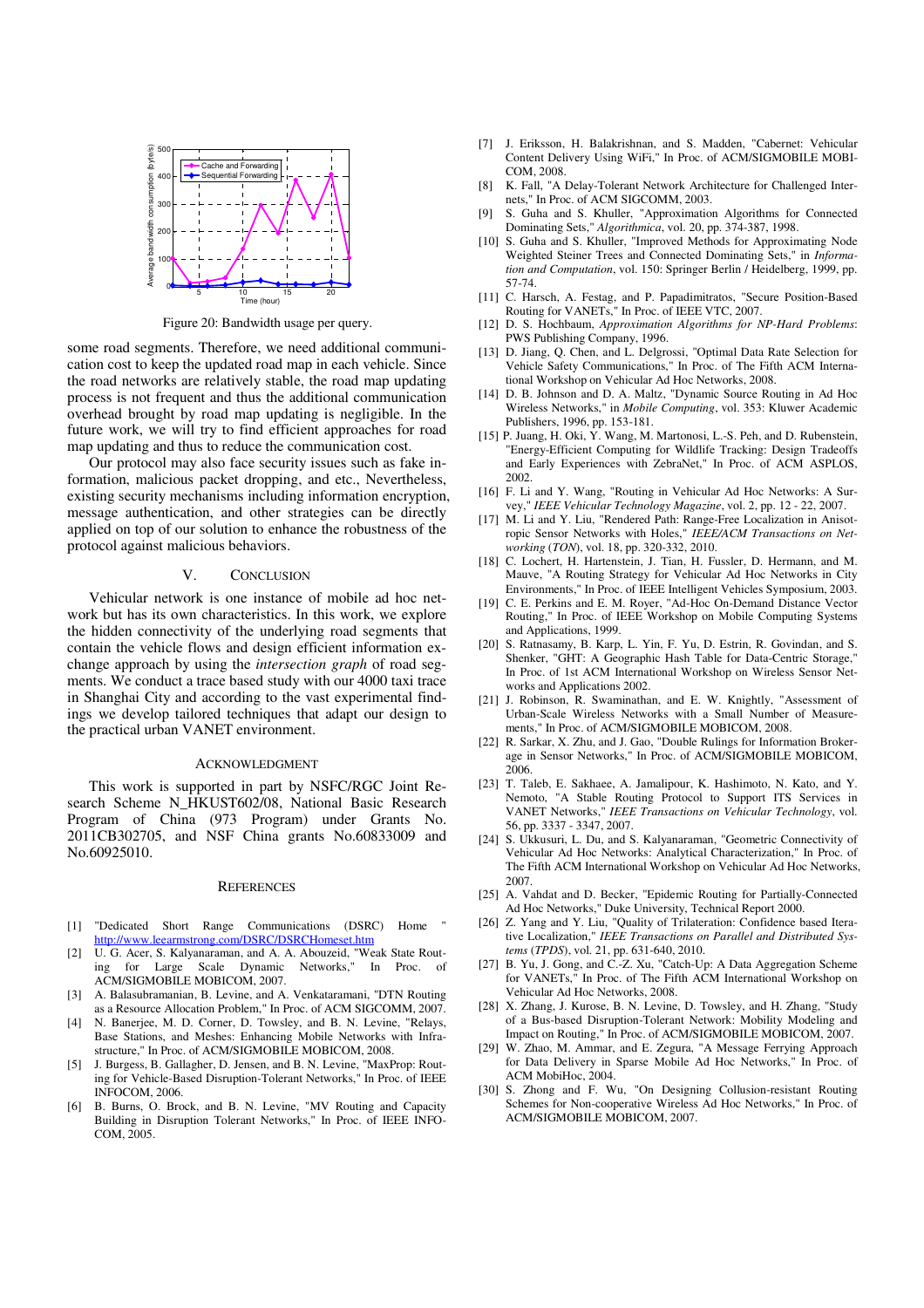Average bandwidth consumption (byte/s)

500

400

300

200

100

0

5

10

15

20

Time (hour)

Cache and Forwarding

Sequential Forwarding

Figure 20: Bandwidth usage per query.

some road segments. Therefore, we need additional communication cost to keep the updated road map in each vehicle. Since the road networks are relatively stable, the road map updating process is not frequent and thus the additional communication overhead brought by road map updating is negligible. In the future work, we will try to find efficient approaches for road map updating and thus to reduce the communication cost.

Our protocol may also face security issues such as fake information, malicious packet dropping, and etc., Nevertheless, existing security mechanisms including information encryption, message authentication, and other strategies can be directly applied on top of our solution to enhance the robustness of the protocol against malicious behaviors.

## V. CONCLUSION

Vehicular network is one instance of mobile ad hoc network but has its own characteristics. In this work, we explore the hidden connectivity of the underlying road segments that contain the vehicle flows and design efficient information exchange approach by using the *intersection graph* of road segments. We conduct a trace based study with our 4000 taxi trace in Shanghai City and according to the vast experimental findings we develop tailored techniques that adapt our design to the practical urban VANET environment.

## ACKNOWLEDGMENT

This work is supported in part by NSFC/RGC Joint Research Scheme N_HKUST602/08, National Basic Research Program of China (973 Program) under Grants No. 2011CB302705, and NSF China grants No.60833009 and No.60925010.

## REFERENCES

[1] "Dedicated Short Range Communications (DSRC) Home " http://www.leearmstrong.com/DSRC/DSRCHomeset.htm

[2] U. G. Acer, S. Kalyanaraman, and A. A. Abouzeid, "Weak State Routing for Large Scale Dynamic Networks," In Proc. of ACM/SIGMOBILE MOBICOM, 2007.

[3] A. Balasubramanian, B. Levine, and A. Venkataramani, "DTN Routing as a Resource Allocation Problem," In Proc. of ACM SIGCOMM, 2007.

[4] N. Banerjee, M. D. Corner, D. Towsley, and B. N. Levine, "Relays, Base Stations, and Meshes: Enhancing Mobile Networks with Infrastructure," In Proc. of ACM/SIGMOBILE MOBICOM, 2008.

[5] J. Burgess, B. Gallagher, D. Jensen, and B. N. Levine, "MaxProp: Routing for Vehicle-Based Disruption-Tolerant Networks," In Proc. of IEEE INFOCOM, 2006.

[6] B. Burns, O. Brock, and B. N. Levine, "MV Routing and Capacity Building in Disruption Tolerant Networks," In Proc. of IEEE INFOCOM, 2005.

[7] J. Eriksson, H. Balakrishnan, and S. Madden, "Cabernet: Vehicular Content Delivery Using WiFi," In Proc. of ACM/SIGMOBILE MOBICOM, 2008.

[8] K. Fall, "A Delay-Tolerant Network Architecture for Challenged Internets," In Proc. of ACM SIGCOMM, 2003.

[9] S. Guha and S. Khuller, "Approximation Algorithms for Connected Dominating Sets," *Algorithmica*, vol. 20, pp. 374-387, 1998.

[10] S. Guha and S. Khuller, "Improved Methods for Approximating Node Weighted Steiner Trees and Connected Dominating Sets," in *Information and Computation*, vol. 150: Springer Berlin / Heidelberg, 1999, pp. 57-74.

[11] C. Harsch, A. Festag, and P. Papadimitratos, "Secure Position-Based Routing for VANETs," In Proc. of IEEE VTC, 2007.

[12] D. S. Hochbaum, *Approximation Algorithms for NP-Hard Problems*: PWS Publishing Company, 1996.

[13] D. Jiang, Q. Chen, and L. Delgrossi, "Optimal Data Rate Selection for Vehicle Safety Communications," In Proc. of The Fifth ACM International Workshop on Vehicular Ad Hoc Networks, 2008.

[14] D. B. Johnson and D. A. Maltz, "Dynamic Source Routing in Ad Hoc Wireless Networks," in *Mobile Computing*, vol. 353: Kluwer Academic Publishers, 1996, pp. 153-181.

[15] P. Juang, H. Oki, Y. Wang, M. Martonosi, L.-S. Peh, and D. Rubenstein, "Energy-Efficient Computing for Wildlife Tracking: Design Tradeoffs and Early Experiences with ZebraNet," In Proc. of ACM ASPLOS, 2002.

[16] F. Li and Y. Wang, "Routing in Vehicular Ad Hoc Networks: A Survey," *IEEE Vehicular Technology Magazine*, vol. 2, pp. 12 - 22, 2007.

[17] M. Li and Y. Liu, "Rendered Path: Range-Free Localization in Anisotropic Sensor Networks with Holes," *IEEE/ACM Transactions on Networking* (*TON*), vol. 18, pp. 320-332, 2010.

[18] C. Lochert, H. Hartenstein, J. Tian, H. Fussler, D. Hermann, and M. Mauve, "A Routing Strategy for Vehicular Ad Hoc Networks in City Environments," In Proc. of IEEE Intelligent Vehicles Symposium, 2003.

[19] C. E. Perkins and E. M. Royer, "Ad-Hoc On-Demand Distance Vector Routing," In Proc. of IEEE Workshop on Mobile Computing Systems and Applications, 1999.

[20] S. Ratnasamy, B. Karp, L. Yin, F. Yu, D. Estrin, R. Govindan, and S. Shenker, "GHT: A Geographic Hash Table for Data-Centric Storage," In Proc. of 1st ACM International Workshop on Wireless Sensor Networks and Applications 2002.

[21] J. Robinson, R. Swaminathan, and E. W. Knightly, "Assessment of Urban-Scale Wireless Networks with a Small Number of Measurements," In Proc. of ACM/SIGMOBILE MOBICOM, 2008.

[22] R. Sarkar, X. Zhu, and J. Gao, "Double Rulings for Information Brokerage in Sensor Networks," In Proc. of ACM/SIGMOBILE MOBICOM, 2006.

[23] T. Taleb, E. Sakhaee, A. Jamalipour, K. Hashimoto, N. Kato, and Y. Nemoto, "A Stable Routing Protocol to Support ITS Services in VANET Networks," *IEEE Transactions on Vehicular Technology*, vol. 56, pp. 3337 - 3347, 2007.

[24] S. Ukkusuri, L. Du, and S. Kalyanaraman, "Geometric Connectivity of Vehicular Ad Hoc Networks: Analytical Characterization," In Proc. of The Fifth ACM International Workshop on Vehicular Ad Hoc Networks, 2007.

[25] A. Vahdat and D. Becker, "Epidemic Routing for Partially-Connected Ad Hoc Networks," Duke University, Technical Report 2000.

[26] Z. Yang and Y. Liu, "Quality of Trilateration: Confidence based Iterative Localization," *IEEE Transactions on Parallel and Distributed Systems* (*TPDS*), vol. 21, pp. 631-640, 2010.

[27] B. Yu, J. Gong, and C.-Z. Xu, "Catch-Up: A Data Aggregation Scheme for VANETs," In Proc. of The Fifth ACM International Workshop on Vehicular Ad Hoc Networks, 2008.

[28] X. Zhang, J. Kurose, B. N. Levine, D. Towsley, and H. Zhang, "Study of a Bus-based Disruption-Tolerant Network: Mobility Modeling and Impact on Routing," In Proc. of ACM/SIGMOBILE MOBICOM, 2007.

[29] W. Zhao, M. Ammar, and E. Zegura, "A Message Ferrying Approach for Data Delivery in Sparse Mobile Ad Hoc Networks," In Proc. of ACM MobiHoc, 2004.

[30] S. Zhong and F. Wu, "On Designing Collusion-resistant Routing Schemes for Non-cooperative Wireless Ad Hoc Networks," In Proc. of ACM/SIGMOBILE MOBICOM, 2007.